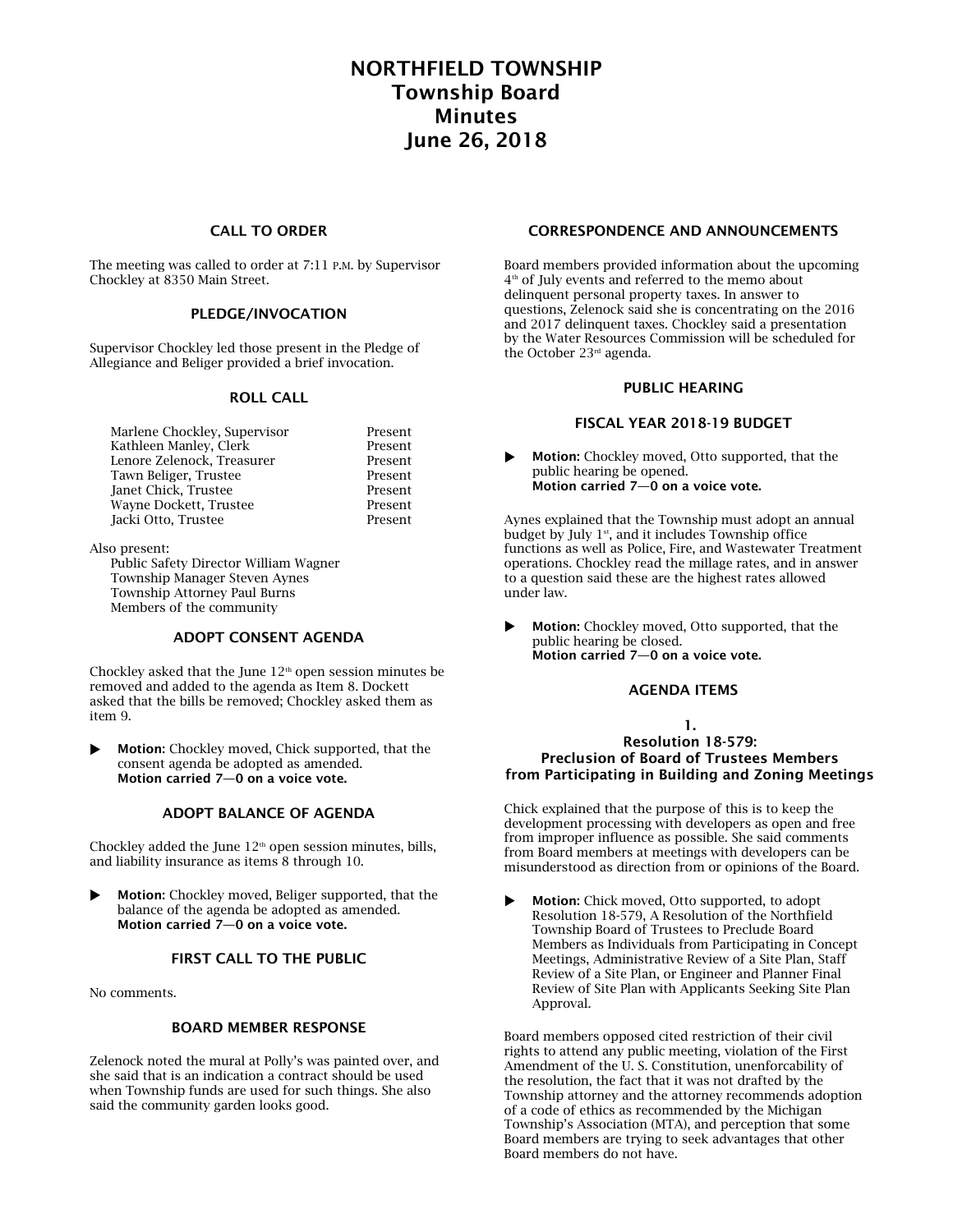# NORTHFIELD TOWNSHIP
# Township Board
# Minutes
# June 26, 2018

## CALL TO ORDER

The meeting was called to order at 7:11 P.M. by Supervisor Chockley at 8350 Main Street.

## PLEDGE/INVOCATION

Supervisor Chockley led those present in the Pledge of Allegiance and Beliger provided a brief invocation.

## ROLL CALL

| | |
|---|---|
| Marlene Chockley, Supervisor | Present |
| Kathleen Manley, Clerk | Present |
| Lenore Zelenock, Treasurer | Present |
| Tawn Beliger, Trustee | Present |
| Janet Chick, Trustee | Present |
| Wayne Dockett, Trustee | Present |
| Jacki Otto, Trustee | Present |

Also present:
Public Safety Director William Wagner
Township Manager Steven Aynes
Township Attorney Paul Burns
Members of the community

## ADOPT CONSENT AGENDA

Chockley asked that the June 12th open session minutes be removed and added to the agenda as Item 8. Dockett asked that the bills be removed; Chockley asked them as item 9.

- **Motion:** Chockley moved, Chick supported, that the consent agenda be adopted as amended.
  **Motion carried 7—0 on a voice vote.**

## ADOPT BALANCE OF AGENDA

Chockley added the June 12th open session minutes, bills, and liability insurance as items 8 through 10.

- **Motion:** Chockley moved, Beliger supported, that the balance of the agenda be adopted as amended.
  **Motion carried 7—0 on a voice vote.**

## FIRST CALL TO THE PUBLIC

No comments.

## BOARD MEMBER RESPONSE

Zelenock noted the mural at Polly's was painted over, and she said that is an indication a contract should be used when Township funds are used for such things. She also said the community garden looks good.

## CORRESPONDENCE AND ANNOUNCEMENTS

Board members provided information about the upcoming 4th of July events and referred to the memo about delinquent personal property taxes. In answer to questions, Zelenock said she is concentrating on the 2016 and 2017 delinquent taxes. Chockley said a presentation by the Water Resources Commission will be scheduled for the October 23rd agenda.

## PUBLIC HEARING

### FISCAL YEAR 2018-19 BUDGET

- **Motion:** Chockley moved, Otto supported, that the public hearing be opened.
  **Motion carried 7—0 on a voice vote.**

Aynes explained that the Township must adopt an annual budget by July 1st, and it includes Township office functions as well as Police, Fire, and Wastewater Treatment operations. Chockley read the millage rates, and in answer to a question said these are the highest rates allowed under law.

- **Motion:** Chockley moved, Otto supported, that the public hearing be closed.
  **Motion carried 7—0 on a voice vote.**

## AGENDA ITEMS

### 1.
### Resolution 18-579: Preclusion of Board of Trustees Members from Participating in Building and Zoning Meetings

Chick explained that the purpose of this is to keep the development processing with developers as open and free from improper influence as possible. She said comments from Board members at meetings with developers can be misunderstood as direction from or opinions of the Board.

- **Motion:** Chick moved, Otto supported, to adopt Resolution 18-579, A Resolution of the Northfield Township Board of Trustees to Preclude Board Members as Individuals from Participating in Concept Meetings, Administrative Review of a Site Plan, Staff Review of a Site Plan, or Engineer and Planner Final Review of Site Plan with Applicants Seeking Site Plan Approval.

Board members opposed cited restriction of their civil rights to attend any public meeting, violation of the First Amendment of the U. S. Constitution, unenforcability of the resolution, the fact that it was not drafted by the Township attorney and the attorney recommends adoption of a code of ethics as recommended by the Michigan Township's Association (MTA), and perception that some Board members are trying to seek advantages that other Board members do not have.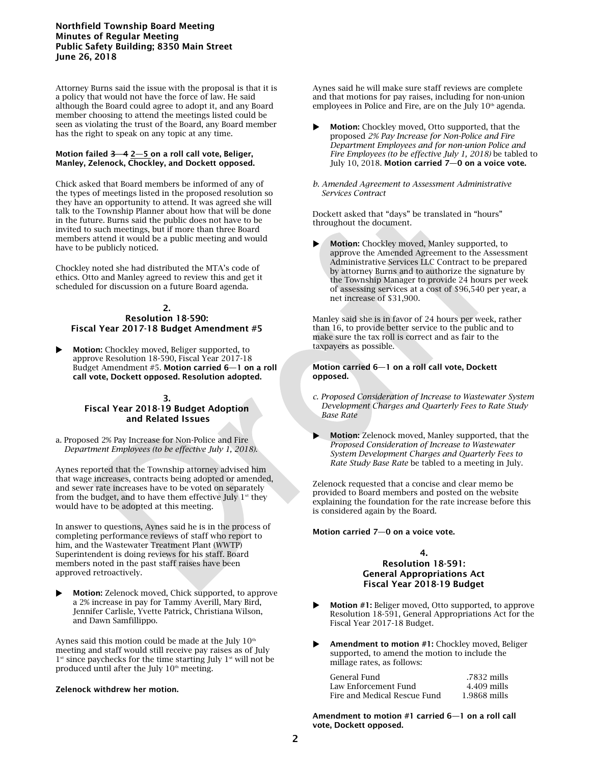Attorney Burns said the issue with the proposal is that it is a policy that would not have the force of law. He said although the Board could agree to adopt it, and any Board member choosing to attend the meetings listed could be seen as violating the trust of the Board, any Board member has the right to speak on any topic at any time.

**Motion failed ~~3—4~~ 2—5 on a roll call vote, Beliger, Manley, Zelenock, Chockley, and Dockett opposed.**

Chick asked that Board members be informed of any of the types of meetings listed in the proposed resolution so they have an opportunity to attend. It was agreed she will talk to the Township Planner about how that will be done in the future. Burns said the public does not have to be invited to such meetings, but if more than three Board members attend it would be a public meeting and would have to be publicly noticed.

Chockley noted she had distributed the MTA's code of ethics. Otto and Manley agreed to review this and get it scheduled for discussion on a future Board agenda.

### 2. Resolution 18-590: Fiscal Year 2017-18 Budget Amendment #5

- **Motion:** Chockley moved, Beliger supported, to approve Resolution 18-590, Fiscal Year 2017-18 Budget Amendment #5. **Motion carried 6—1 on a roll call vote, Dockett opposed. Resolution adopted.**

### 3. Fiscal Year 2018-19 Budget Adoption and Related Issues

a. Proposed 2% Pay Increase for Non-Police and Fire *Department Employees (to be effective July 1, 2018).*

Aynes reported that the Township attorney advised him that wage increases, contracts being adopted or amended, and sewer rate increases have to be voted on separately from the budget, and to have them effective July 1st they would have to be adopted at this meeting.

In answer to questions, Aynes said he is in the process of completing performance reviews of staff who report to him, and the Wastewater Treatment Plant (WWTP) Superintendent is doing reviews for his staff. Board members noted in the past staff raises have been approved retroactively.

- **Motion:** Zelenock moved, Chick supported, to approve a 2% increase in pay for Tammy Averill, Mary Bird, Jennifer Carlisle, Yvette Patrick, Christiana Wilson, and Dawn Samfillippo.

Aynes said this motion could be made at the July 10th meeting and staff would still receive pay raises as of July 1st since paychecks for the time starting July 1st will not be produced until after the July 10th meeting.

**Zelenock withdrew her motion.**

Aynes said he will make sure staff reviews are complete and that motions for pay raises, including for non-union employees in Police and Fire, are on the July 10th agenda.

- **Motion:** Chockley moved, Otto supported, that the proposed *2% Pay Increase for Non-Police and Fire Department Employees and for non-union Police and Fire Employees (to be effective July 1, 2018)* be tabled to July 10, 2018. **Motion carried 7—0 on a voice vote.**

*b. Amended Agreement to Assessment Administrative Services Contract*

Dockett asked that "days" be translated in "hours" throughout the document.

- **Motion:** Chockley moved, Manley supported, to approve the Amended Agreement to the Assessment Administrative Services LLC Contract to be prepared by attorney Burns and to authorize the signature by the Township Manager to provide 24 hours per week of assessing services at a cost of $96,540 per year, a net increase of $31,900.

Manley said she is in favor of 24 hours per week, rather than 16, to provide better service to the public and to make sure the tax roll is correct and as fair to the taxpayers as possible.

**Motion carried 6—1 on a roll call vote, Dockett opposed.**

*c. Proposed Consideration of Increase to Wastewater System Development Charges and Quarterly Fees to Rate Study Base Rate*

- **Motion:** Zelenock moved, Manley supported, that the *Proposed Consideration of Increase to Wastewater System Development Charges and Quarterly Fees to Rate Study Base Rate* be tabled to a meeting in July.

Zelenock requested that a concise and clear memo be provided to Board members and posted on the website explaining the foundation for the rate increase before this is considered again by the Board.

**Motion carried 7—0 on a voice vote.**

### 4. Resolution 18-591: General Appropriations Act Fiscal Year 2018-19 Budget

- **Motion #1:** Beliger moved, Otto supported, to approve Resolution 18-591, General Appropriations Act for the Fiscal Year 2017-18 Budget.

- **Amendment to motion #1:** Chockley moved, Beliger supported, to amend the motion to include the millage rates, as follows:

| | |
|---|---|
| General Fund | .7832 mills |
| Law Enforcement Fund | 4.409 mills |
| Fire and Medical Rescue Fund | 1.9868 mills |

**Amendment to motion #1 carried 6—1 on a roll call vote, Dockett opposed.**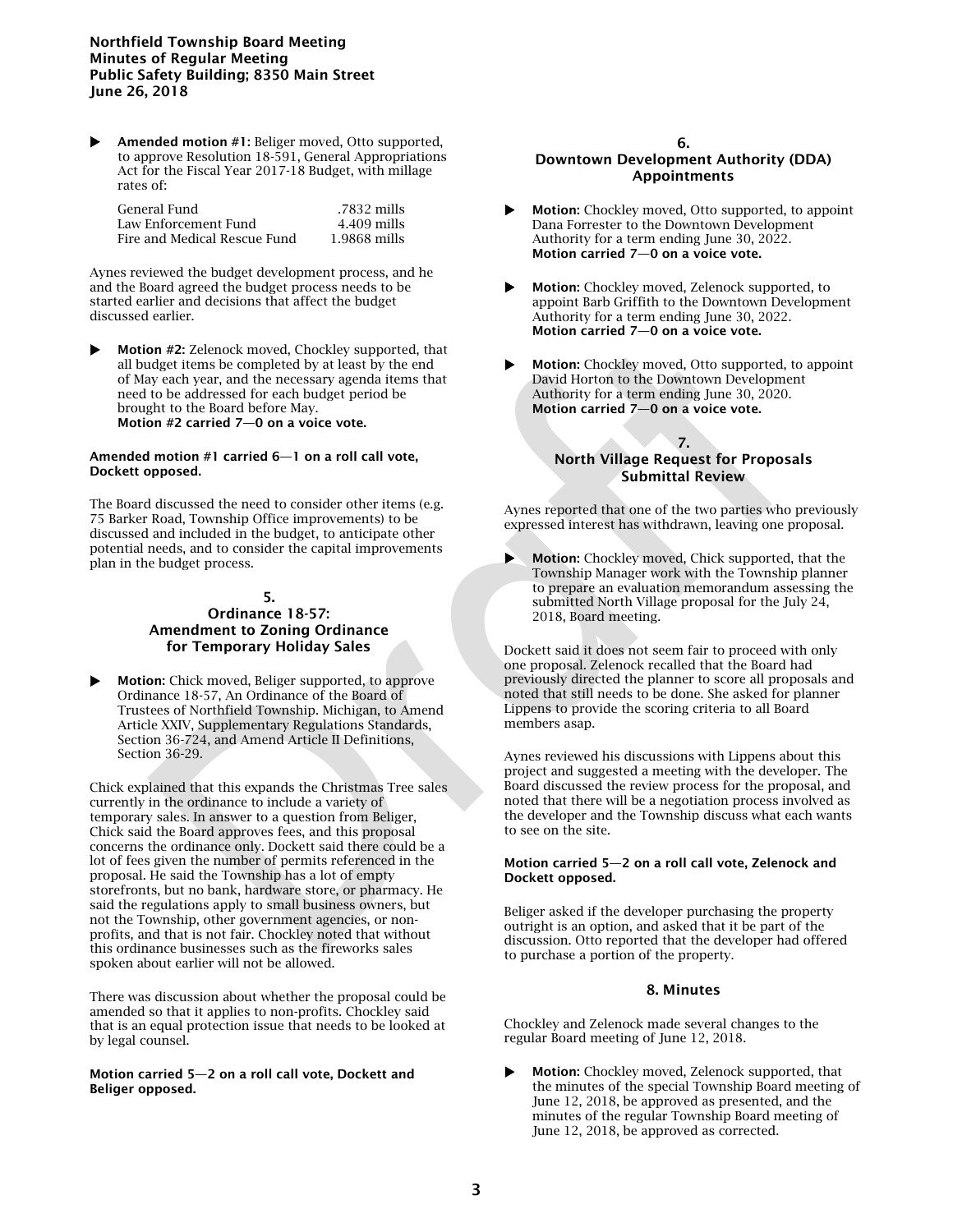- **Amended motion #1:** Beliger moved, Otto supported, to approve Resolution 18-591, General Appropriations Act for the Fiscal Year 2017-18 Budget, with millage rates of:

| | |
|---|---|
| General Fund | .7832 mills |
| Law Enforcement Fund | 4.409 mills |
| Fire and Medical Rescue Fund | 1.9868 mills |

Aynes reviewed the budget development process, and he and the Board agreed the budget process needs to be started earlier and decisions that affect the budget discussed earlier.

- **Motion #2:** Zelenock moved, Chockley supported, that all budget items be completed by at least by the end of May each year, and the necessary agenda items that need to be addressed for each budget period be brought to the Board before May.
  **Motion #2 carried 7—0 on a voice vote.**

**Amended motion #1 carried 6—1 on a roll call vote, Dockett opposed.**

The Board discussed the need to consider other items (e.g. 75 Barker Road, Township Office improvements) to be discussed and included in the budget, to anticipate other potential needs, and to consider the capital improvements plan in the budget process.

## 5. Ordinance 18-57: Amendment to Zoning Ordinance for Temporary Holiday Sales

- **Motion:** Chick moved, Beliger supported, to approve Ordinance 18-57, An Ordinance of the Board of Trustees of Northfield Township. Michigan, to Amend Article XXIV, Supplementary Regulations Standards, Section 36-724, and Amend Article II Definitions, Section 36-29.

Chick explained that this expands the Christmas Tree sales currently in the ordinance to include a variety of temporary sales. In answer to a question from Beliger, Chick said the Board approves fees, and this proposal concerns the ordinance only. Dockett said there could be a lot of fees given the number of permits referenced in the proposal. He said the Township has a lot of empty storefronts, but no bank, hardware store, or pharmacy. He said the regulations apply to small business owners, but not the Township, other government agencies, or non-profits, and that is not fair. Chockley noted that without this ordinance businesses such as the fireworks sales spoken about earlier will not be allowed.

There was discussion about whether the proposal could be amended so that it applies to non-profits. Chockley said that is an equal protection issue that needs to be looked at by legal counsel.

**Motion carried 5—2 on a roll call vote, Dockett and Beliger opposed.**

## 6. Downtown Development Authority (DDA) Appointments

- **Motion:** Chockley moved, Otto supported, to appoint Dana Forrester to the Downtown Development Authority for a term ending June 30, 2022.
  **Motion carried 7—0 on a voice vote.**

- **Motion:** Chockley moved, Zelenock supported, to appoint Barb Griffith to the Downtown Development Authority for a term ending June 30, 2022.
  **Motion carried 7—0 on a voice vote.**

- **Motion:** Chockley moved, Otto supported, to appoint David Horton to the Downtown Development Authority for a term ending June 30, 2020.
  **Motion carried 7—0 on a voice vote.**

## 7. North Village Request for Proposals Submittal Review

Aynes reported that one of the two parties who previously expressed interest has withdrawn, leaving one proposal.

- **Motion:** Chockley moved, Chick supported, that the Township Manager work with the Township planner to prepare an evaluation memorandum assessing the submitted North Village proposal for the July 24, 2018, Board meeting.

Dockett said it does not seem fair to proceed with only one proposal. Zelenock recalled that the Board had previously directed the planner to score all proposals and noted that still needs to be done. She asked for planner Lippens to provide the scoring criteria to all Board members asap.

Aynes reviewed his discussions with Lippens about this project and suggested a meeting with the developer. The Board discussed the review process for the proposal, and noted that there will be a negotiation process involved as the developer and the Township discuss what each wants to see on the site.

**Motion carried 5—2 on a roll call vote, Zelenock and Dockett opposed.**

Beliger asked if the developer purchasing the property outright is an option, and asked that it be part of the discussion. Otto reported that the developer had offered to purchase a portion of the property.

## 8. Minutes

Chockley and Zelenock made several changes to the regular Board meeting of June 12, 2018.

- **Motion:** Chockley moved, Zelenock supported, that the minutes of the special Township Board meeting of June 12, 2018, be approved as presented, and the minutes of the regular Township Board meeting of June 12, 2018, be approved as corrected.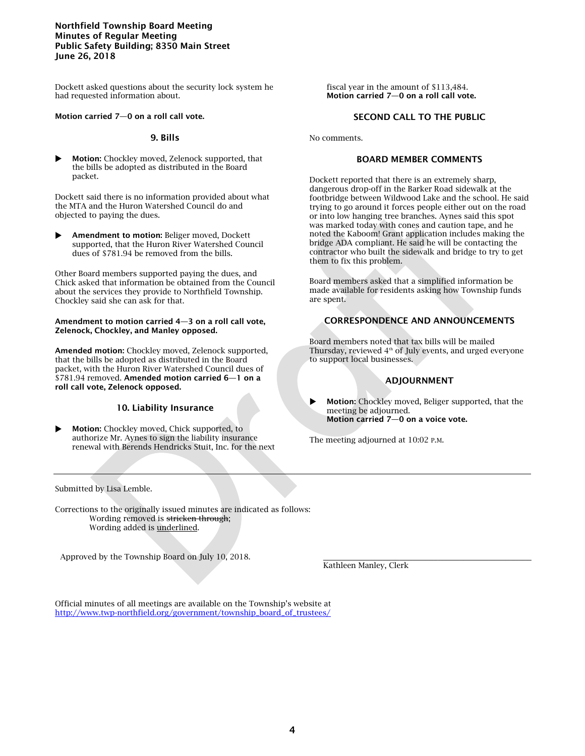Dockett asked questions about the security lock system he had requested information about.

**Motion carried 7—0 on a roll call vote.**

## 9. Bills

- **Motion:** Chockley moved, Zelenock supported, that the bills be adopted as distributed in the Board packet.

Dockett said there is no information provided about what the MTA and the Huron Watershed Council do and objected to paying the dues.

- **Amendment to motion:** Beliger moved, Dockett supported, that the Huron River Watershed Council dues of $781.94 be removed from the bills.

Other Board members supported paying the dues, and Chick asked that information be obtained from the Council about the services they provide to Northfield Township. Chockley said she can ask for that.

**Amendment to motion carried 4—3 on a roll call vote, Zelenock, Chockley, and Manley opposed.**

**Amended motion:** Chockley moved, Zelenock supported, that the bills be adopted as distributed in the Board packet, with the Huron River Watershed Council dues of $781.94 removed. **Amended motion carried 6—1 on a roll call vote, Zelenock opposed.**

## 10. Liability Insurance

- **Motion:** Chockley moved, Chick supported, to authorize Mr. Aynes to sign the liability insurance renewal with Berends Hendricks Stuit, Inc. for the next fiscal year in the amount of $113,484.
  **Motion carried 7—0 on a roll call vote.**

## SECOND CALL TO THE PUBLIC

No comments.

## BOARD MEMBER COMMENTS

Dockett reported that there is an extremely sharp, dangerous drop-off in the Barker Road sidewalk at the footbridge between Wildwood Lake and the school. He said trying to go around it forces people either out on the road or into low hanging tree branches. Aynes said this spot was marked today with cones and caution tape, and he noted the Kaboom! Grant application includes making the bridge ADA compliant. He said he will be contacting the contractor who built the sidewalk and bridge to try to get them to fix this problem.

Board members asked that a simplified information be made available for residents asking how Township funds are spent.

## CORRESPONDENCE AND ANNOUNCEMENTS

Board members noted that tax bills will be mailed Thursday, reviewed 4th of July events, and urged everyone to support local businesses.

## ADJOURNMENT

- **Motion:** Chockley moved, Beliger supported, that the meeting be adjourned.
  **Motion carried 7—0 on a voice vote.**

The meeting adjourned at 10:02 P.M.

---

Submitted by Lisa Lemble.

Corrections to the originally issued minutes are indicated as follows:
Wording removed is ~~stricken through~~;
Wording added is <u>underlined</u>.

Approved by the Township Board on July 10, 2018.

\_\_\_\_\_\_\_\_\_\_\_\_\_\_\_\_\_\_\_\_\_\_\_\_\_\_\_\_\_\_\_\_\_\_\_\_
Kathleen Manley, Clerk

Official minutes of all meetings are available on the Township's website at http://www.twp-northfield.org/government/township_board_of_trustees/